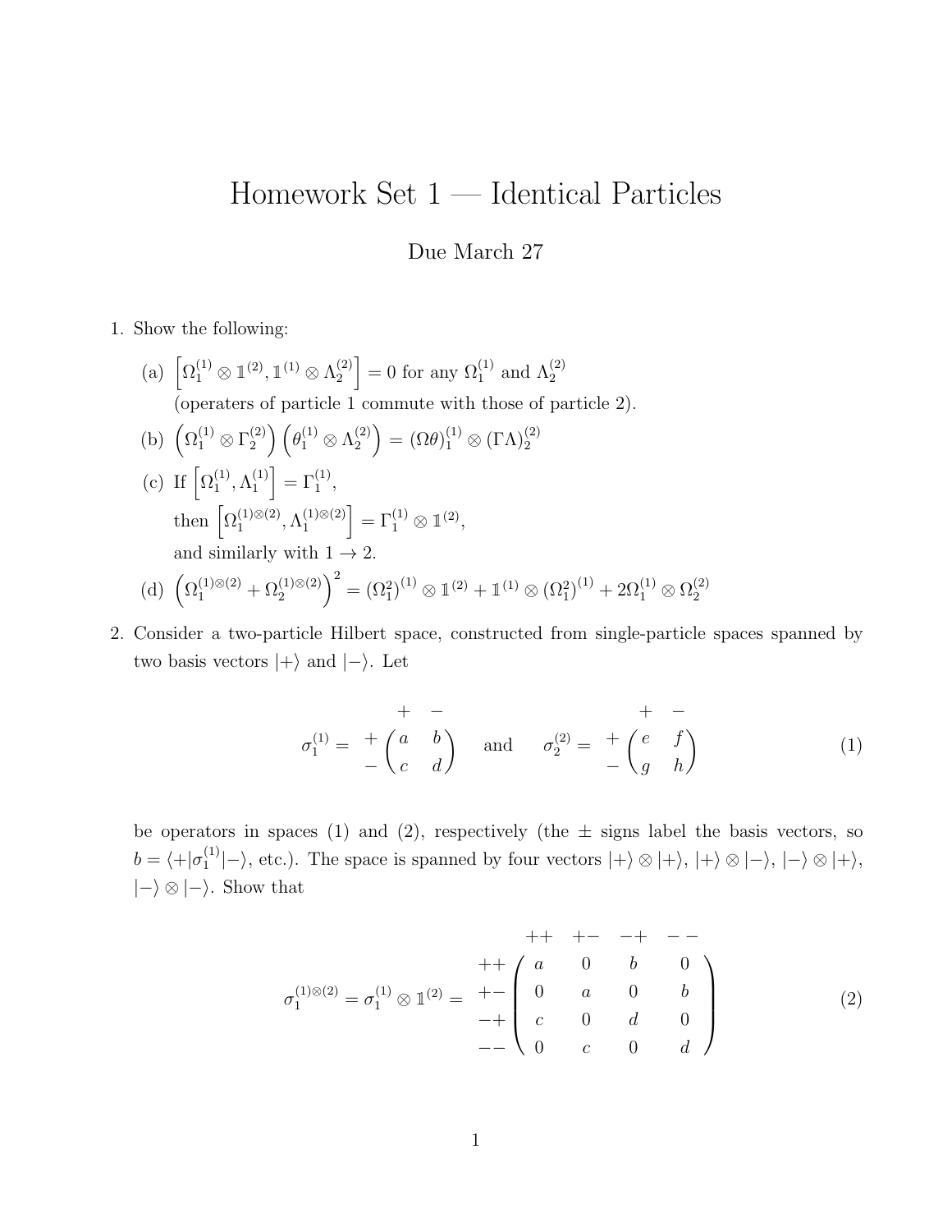# Homework Set 1 — Identical Particles

Due March 27

1. Show the following:

   (a) $\left[\Omega_1^{(1)} \otimes \mathbb{1}^{(2)}, \mathbb{1}^{(1)} \otimes \Lambda_2^{(2)}\right] = 0$ for any $\Omega_1^{(1)}$ and $\Lambda_2^{(2)}$
   (operaters of particle 1 commute with those of particle 2).

   (b) $\left(\Omega_1^{(1)} \otimes \Gamma_2^{(2)}\right)\left(\theta_1^{(1)} \otimes \Lambda_2^{(2)}\right) = (\Omega\theta)_1^{(1)} \otimes (\Gamma\Lambda)_2^{(2)}$

   (c) If $\left[\Omega_1^{(1)}, \Lambda_1^{(1)}\right] = \Gamma_1^{(1)}$,
   then $\left[\Omega_1^{(1)\otimes(2)}, \Lambda_1^{(1)\otimes(2)}\right] = \Gamma_1^{(1)} \otimes \mathbb{1}^{(2)}$,
   and similarly with $1 \to 2$.

   (d) $\left(\Omega_1^{(1)\otimes(2)} + \Omega_2^{(1)\otimes(2)}\right)^2 = (\Omega_1^2)^{(1)} \otimes \mathbb{1}^{(2)} + \mathbb{1}^{(1)} \otimes (\Omega_1^2)^{(1)} + 2\Omega_1^{(1)} \otimes \Omega_2^{(2)}$

2. Consider a two-particle Hilbert space, constructed from single-particle spaces spanned by two basis vectors $|+\rangle$ and $|-\rangle$. Let

$$\sigma_1^{(1)} = \begin{array}{c} \\ + \\ - \end{array}\!\!\begin{array}{c} \begin{array}{cc} + & - \end{array} \\ \begin{pmatrix} a & b \\ c & d \end{pmatrix} \end{array} \quad \text{and} \quad \sigma_2^{(2)} = \begin{array}{c} \\ + \\ - \end{array}\!\!\begin{array}{c} \begin{array}{cc} + & - \end{array} \\ \begin{pmatrix} e & f \\ g & h \end{pmatrix} \end{array} \tag{1}$$

be operators in spaces (1) and (2), respectively (the $\pm$ signs label the basis vectors, so $b = \langle +|\sigma_1^{(1)}|-\rangle$, etc.). The space is spanned by four vectors $|+\rangle \otimes |+\rangle$, $|+\rangle \otimes |-\rangle$, $|-\rangle \otimes |+\rangle$, $|-\rangle \otimes |-\rangle$. Show that

$$\sigma_1^{(1)\otimes(2)} = \sigma_1^{(1)} \otimes \mathbb{1}^{(2)} = \begin{array}{c} \\ ++ \\ +- \\ -+ \\ -- \end{array}\!\!\begin{array}{c} \begin{array}{cccc} ++ & +- & -+ & -- \end{array} \\ \begin{pmatrix} a & 0 & b & 0 \\ 0 & a & 0 & b \\ c & 0 & d & 0 \\ 0 & c & 0 & d \end{pmatrix} \end{array} \tag{2}$$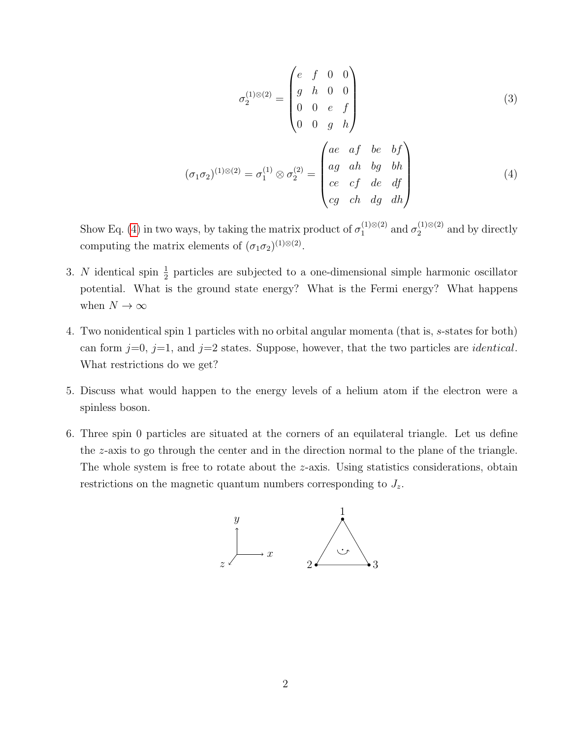$$\sigma_2^{(1)\otimes(2)} = \begin{pmatrix} e & f & 0 & 0 \\ g & h & 0 & 0 \\ 0 & 0 & e & f \\ 0 & 0 & g & h \end{pmatrix} \tag{3}$$

$$(\sigma_1\sigma_2)^{(1)\otimes(2)} = \sigma_1^{(1)} \otimes \sigma_2^{(2)} = \begin{pmatrix} ae & af & be & bf \\ ag & ah & bg & bh \\ ce & cf & de & df \\ cg & ch & dg & dh \end{pmatrix} \tag{4}$$

Show Eq. (4) in two ways, by taking the matrix product of $\sigma_1^{(1)\otimes(2)}$ and $\sigma_2^{(1)\otimes(2)}$ and by directly computing the matrix elements of $(\sigma_1\sigma_2)^{(1)\otimes(2)}$.

3. $N$ identical spin $\frac{1}{2}$ particles are subjected to a one-dimensional simple harmonic oscillator potential. What is the ground state energy? What is the Fermi energy? What happens when $N \to \infty$

4. Two nonidentical spin 1 particles with no orbital angular momenta (that is, $s$-states for both) can form $j$=0, $j$=1, and $j$=2 states. Suppose, however, that the two particles are *identical*. What restrictions do we get?

5. Discuss what would happen to the energy levels of a helium atom if the electron were a spinless boson.

6. Three spin 0 particles are situated at the corners of an equilateral triangle. Let us define the $z$-axis to go through the center and in the direction normal to the plane of the triangle. The whole system is free to rotate about the $z$-axis. Using statistics considerations, obtain restrictions on the magnetic quantum numbers corresponding to $J_z$.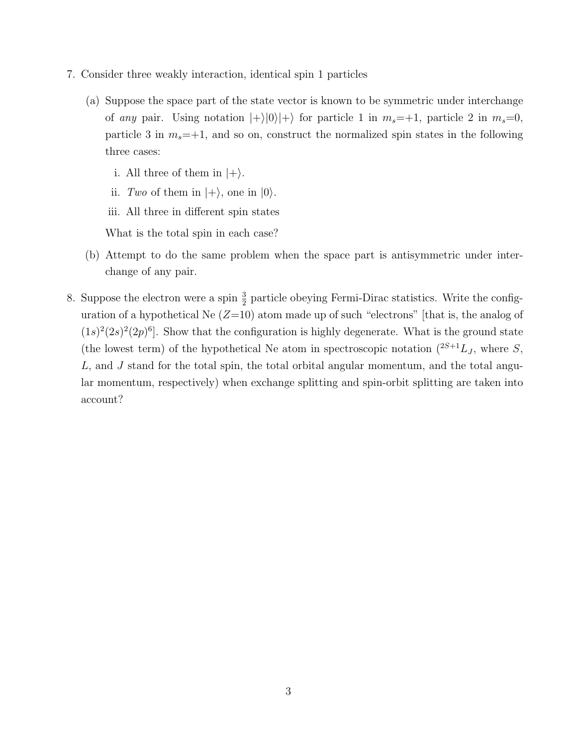7. Consider three weakly interaction, identical spin 1 particles

   (a) Suppose the space part of the state vector is known to be symmetric under interchange of *any* pair. Using notation $|+\rangle|0\rangle|+\rangle$ for particle 1 in $m_s$=+1, particle 2 in $m_s$=0, particle 3 in $m_s$=+1, and so on, construct the normalized spin states in the following three cases:

      i. All three of them in $|+\rangle$.

      ii. *Two* of them in $|+\rangle$, one in $|0\rangle$.

      iii. All three in different spin states

      What is the total spin in each case?

   (b) Attempt to do the same problem when the space part is antisymmetric under interchange of any pair.

8. Suppose the electron were a spin $\frac{3}{2}$ particle obeying Fermi-Dirac statistics. Write the configuration of a hypothetical Ne ($Z$=10) atom made up of such "electrons" [that is, the analog of $(1s)^2(2s)^2(2p)^6$]. Show that the configuration is highly degenerate. What is the ground state (the lowest term) of the hypothetical Ne atom in spectroscopic notation ($^{2S+1}L_J$, where $S$, $L$, and $J$ stand for the total spin, the total orbital angular momentum, and the total angular momentum, respectively) when exchange splitting and spin-orbit splitting are taken into account?